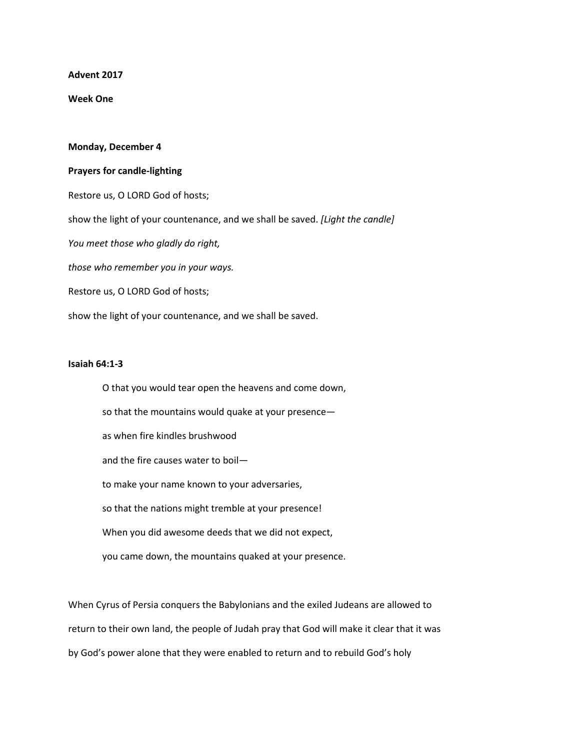**Advent 2017**

**Week One**

**Monday, December 4**

**Prayers for candle-lighting**

Restore us, O LORD God of hosts;

show the light of your countenance, and we shall be saved. *[Light the candle]*

*You meet those who gladly do right,*

*those who remember you in your ways.*

Restore us, O LORD God of hosts;

show the light of your countenance, and we shall be saved.

**Isaiah 64:1-3**

> O that you would tear open the heavens and come down,
>
> so that the mountains would quake at your presence—
>
> as when fire kindles brushwood
>
> and the fire causes water to boil—
>
> to make your name known to your adversaries,
>
> so that the nations might tremble at your presence!
>
> When you did awesome deeds that we did not expect,
>
> you came down, the mountains quaked at your presence.

When Cyrus of Persia conquers the Babylonians and the exiled Judeans are allowed to return to their own land, the people of Judah pray that God will make it clear that it was by God's power alone that they were enabled to return and to rebuild God's holy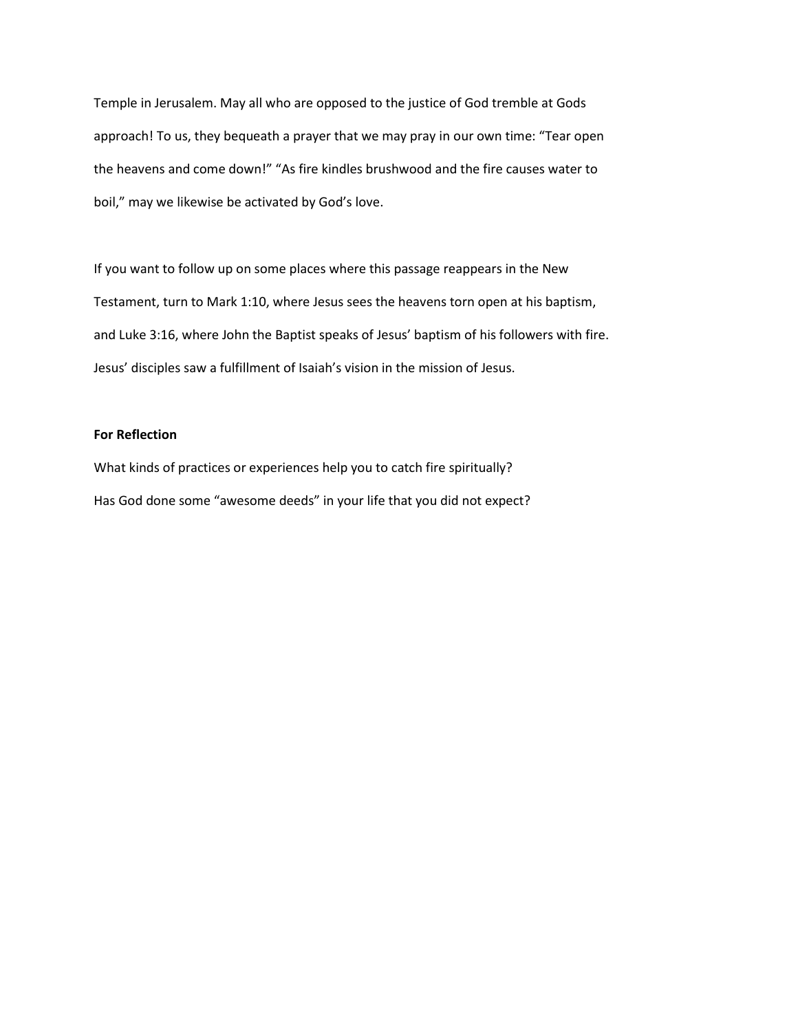Temple in Jerusalem. May all who are opposed to the justice of God tremble at Gods approach! To us, they bequeath a prayer that we may pray in our own time: "Tear open the heavens and come down!" "As fire kindles brushwood and the fire causes water to boil," may we likewise be activated by God's love.

If you want to follow up on some places where this passage reappears in the New Testament, turn to Mark 1:10, where Jesus sees the heavens torn open at his baptism, and Luke 3:16, where John the Baptist speaks of Jesus' baptism of his followers with fire. Jesus' disciples saw a fulfillment of Isaiah's vision in the mission of Jesus.

**For Reflection**

What kinds of practices or experiences help you to catch fire spiritually?

Has God done some "awesome deeds" in your life that you did not expect?